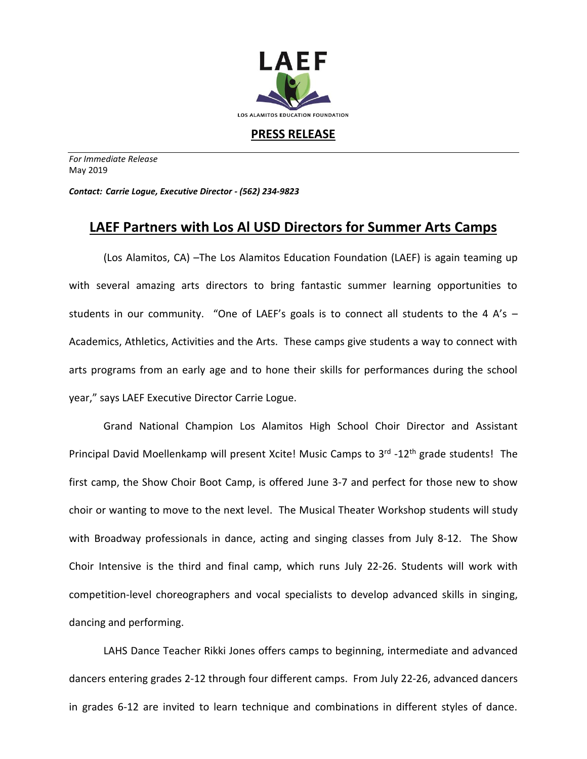LAEF

LOS ALAMITOS EDUCATION FOUNDATION

**PRESS RELEASE**

*For Immediate Release*
May 2019

***Contact: Carrie Logue, Executive Director - (562) 234-9823***

# LAEF Partners with Los Al USD Directors for Summer Arts Camps

(Los Alamitos, CA) –The Los Alamitos Education Foundation (LAEF) is again teaming up with several amazing arts directors to bring fantastic summer learning opportunities to students in our community. "One of LAEF's goals is to connect all students to the 4 A's – Academics, Athletics, Activities and the Arts. These camps give students a way to connect with arts programs from an early age and to hone their skills for performances during the school year," says LAEF Executive Director Carrie Logue.

Grand National Champion Los Alamitos High School Choir Director and Assistant Principal David Moellenkamp will present Xcite! Music Camps to 3rd -12th grade students! The first camp, the Show Choir Boot Camp, is offered June 3-7 and perfect for those new to show choir or wanting to move to the next level. The Musical Theater Workshop students will study with Broadway professionals in dance, acting and singing classes from July 8-12. The Show Choir Intensive is the third and final camp, which runs July 22-26. Students will work with competition-level choreographers and vocal specialists to develop advanced skills in singing, dancing and performing.

LAHS Dance Teacher Rikki Jones offers camps to beginning, intermediate and advanced dancers entering grades 2-12 through four different camps. From July 22-26, advanced dancers in grades 6-12 are invited to learn technique and combinations in different styles of dance.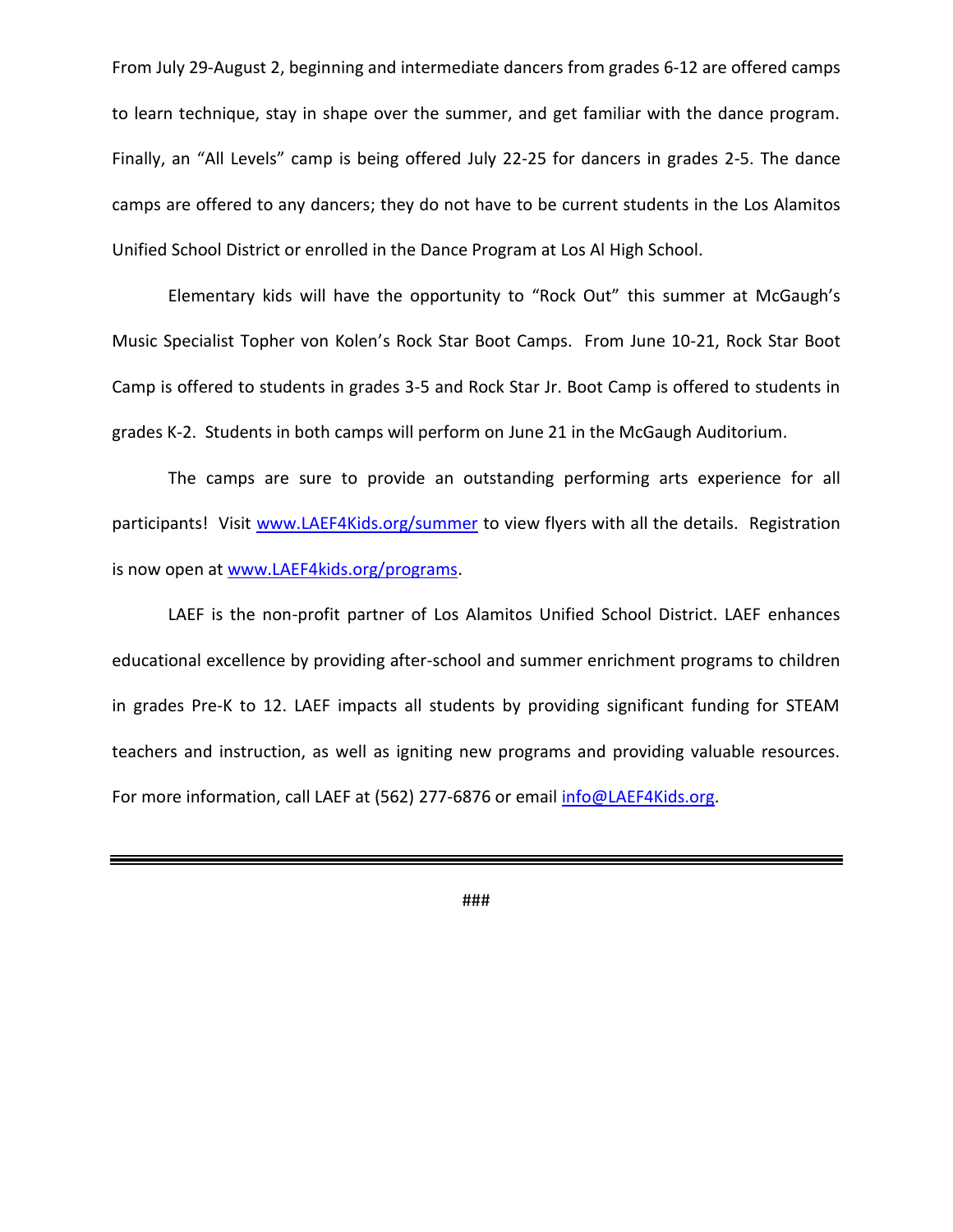From July 29-August 2, beginning and intermediate dancers from grades 6-12 are offered camps to learn technique, stay in shape over the summer, and get familiar with the dance program. Finally, an "All Levels" camp is being offered July 22-25 for dancers in grades 2-5. The dance camps are offered to any dancers; they do not have to be current students in the Los Alamitos Unified School District or enrolled in the Dance Program at Los Al High School.

Elementary kids will have the opportunity to "Rock Out" this summer at McGaugh's Music Specialist Topher von Kolen's Rock Star Boot Camps. From June 10-21, Rock Star Boot Camp is offered to students in grades 3-5 and Rock Star Jr. Boot Camp is offered to students in grades K-2. Students in both camps will perform on June 21 in the McGaugh Auditorium.

The camps are sure to provide an outstanding performing arts experience for all participants! Visit [www.LAEF4Kids.org/summer](http://www.LAEF4Kids.org/summer) to view flyers with all the details. Registration is now open at [www.LAEF4kids.org/programs](http://www.LAEF4kids.org/programs).

LAEF is the non-profit partner of Los Alamitos Unified School District. LAEF enhances educational excellence by providing after-school and summer enrichment programs to children in grades Pre-K to 12. LAEF impacts all students by providing significant funding for STEAM teachers and instruction, as well as igniting new programs and providing valuable resources. For more information, call LAEF at (562) 277-6876 or email [info@LAEF4Kids.org](mailto:info@LAEF4Kids.org).

---

###